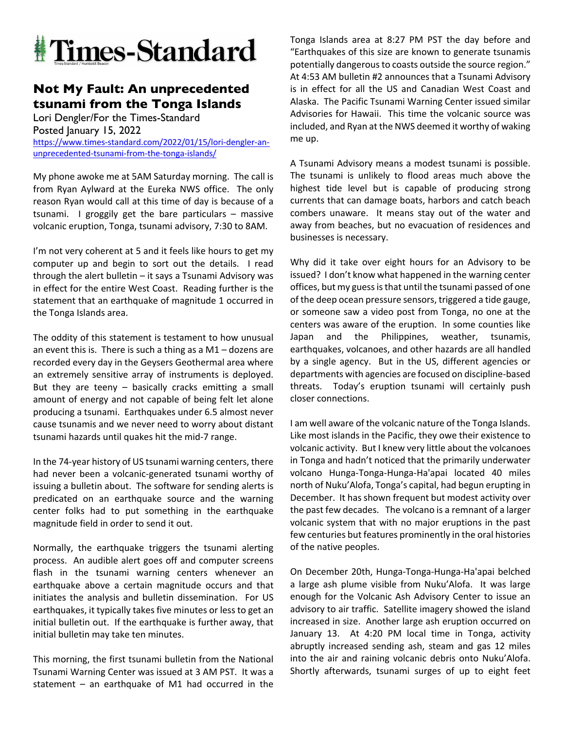# Times-Standard

## Not My Fault: An unprecedented tsunami from the Tonga Islands

Lori Dengler/For the Times-Standard
Posted January 15, 2022
https://www.times-standard.com/2022/01/15/lori-dengler-an-unprecedented-tsunami-from-the-tonga-islands/

My phone awoke me at 5AM Saturday morning. The call is from Ryan Aylward at the Eureka NWS office. The only reason Ryan would call at this time of day is because of a tsunami. I groggily get the bare particulars – massive volcanic eruption, Tonga, tsunami advisory, 7:30 to 8AM.

I'm not very coherent at 5 and it feels like hours to get my computer up and begin to sort out the details. I read through the alert bulletin – it says a Tsunami Advisory was in effect for the entire West Coast. Reading further is the statement that an earthquake of magnitude 1 occurred in the Tonga Islands area.

The oddity of this statement is testament to how unusual an event this is. There is such a thing as a M1 – dozens are recorded every day in the Geysers Geothermal area where an extremely sensitive array of instruments is deployed. But they are teeny – basically cracks emitting a small amount of energy and not capable of being felt let alone producing a tsunami. Earthquakes under 6.5 almost never cause tsunamis and we never need to worry about distant tsunami hazards until quakes hit the mid-7 range.

In the 74-year history of US tsunami warning centers, there had never been a volcanic-generated tsunami worthy of issuing a bulletin about. The software for sending alerts is predicated on an earthquake source and the warning center folks had to put something in the earthquake magnitude field in order to send it out.

Normally, the earthquake triggers the tsunami alerting process. An audible alert goes off and computer screens flash in the tsunami warning centers whenever an earthquake above a certain magnitude occurs and that initiates the analysis and bulletin dissemination. For US earthquakes, it typically takes five minutes or less to get an initial bulletin out. If the earthquake is further away, that initial bulletin may take ten minutes.

This morning, the first tsunami bulletin from the National Tsunami Warning Center was issued at 3 AM PST. It was a statement – an earthquake of M1 had occurred in the Tonga Islands area at 8:27 PM PST the day before and "Earthquakes of this size are known to generate tsunamis potentially dangerous to coasts outside the source region." At 4:53 AM bulletin #2 announces that a Tsunami Advisory is in effect for all the US and Canadian West Coast and Alaska. The Pacific Tsunami Warning Center issued similar Advisories for Hawaii. This time the volcanic source was included, and Ryan at the NWS deemed it worthy of waking me up.

A Tsunami Advisory means a modest tsunami is possible. The tsunami is unlikely to flood areas much above the highest tide level but is capable of producing strong currents that can damage boats, harbors and catch beach combers unaware. It means stay out of the water and away from beaches, but no evacuation of residences and businesses is necessary.

Why did it take over eight hours for an Advisory to be issued? I don't know what happened in the warning center offices, but my guess is that until the tsunami passed of one of the deep ocean pressure sensors, triggered a tide gauge, or someone saw a video post from Tonga, no one at the centers was aware of the eruption. In some counties like Japan and the Philippines, weather, tsunamis, earthquakes, volcanoes, and other hazards are all handled by a single agency. But in the US, different agencies or departments with agencies are focused on discipline-based threats. Today's eruption tsunami will certainly push closer connections.

I am well aware of the volcanic nature of the Tonga Islands. Like most islands in the Pacific, they owe their existence to volcanic activity. But I knew very little about the volcanoes in Tonga and hadn't noticed that the primarily underwater volcano Hunga-Tonga-Hunga-Ha'apai located 40 miles north of Nuku'Alofa, Tonga's capital, had begun erupting in December. It has shown frequent but modest activity over the past few decades. The volcano is a remnant of a larger volcanic system that with no major eruptions in the past few centuries but features prominently in the oral histories of the native peoples.

On December 20th, Hunga-Tonga-Hunga-Ha'apai belched a large ash plume visible from Nuku'Alofa. It was large enough for the Volcanic Ash Advisory Center to issue an advisory to air traffic. Satellite imagery showed the island increased in size. Another large ash eruption occurred on January 13. At 4:20 PM local time in Tonga, activity abruptly increased sending ash, steam and gas 12 miles into the air and raining volcanic debris onto Nuku'Alofa. Shortly afterwards, tsunami surges of up to eight feet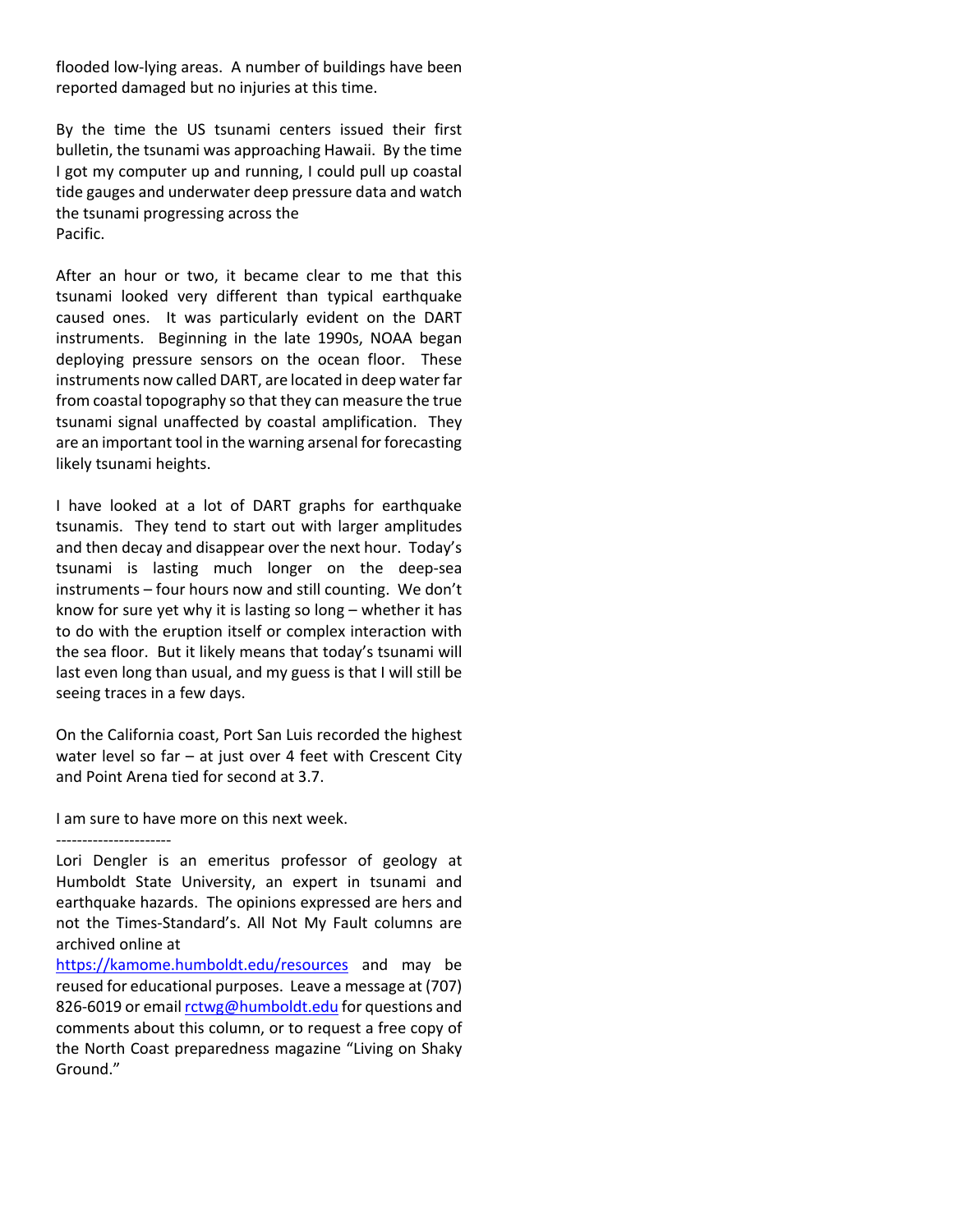flooded low-lying areas. A number of buildings have been reported damaged but no injuries at this time.

By the time the US tsunami centers issued their first bulletin, the tsunami was approaching Hawaii. By the time I got my computer up and running, I could pull up coastal tide gauges and underwater deep pressure data and watch the tsunami progressing across the Pacific.

After an hour or two, it became clear to me that this tsunami looked very different than typical earthquake caused ones. It was particularly evident on the DART instruments. Beginning in the late 1990s, NOAA began deploying pressure sensors on the ocean floor. These instruments now called DART, are located in deep water far from coastal topography so that they can measure the true tsunami signal unaffected by coastal amplification. They are an important tool in the warning arsenal for forecasting likely tsunami heights.

I have looked at a lot of DART graphs for earthquake tsunamis. They tend to start out with larger amplitudes and then decay and disappear over the next hour. Today's tsunami is lasting much longer on the deep-sea instruments – four hours now and still counting. We don't know for sure yet why it is lasting so long – whether it has to do with the eruption itself or complex interaction with the sea floor. But it likely means that today's tsunami will last even long than usual, and my guess is that I will still be seeing traces in a few days.

On the California coast, Port San Luis recorded the highest water level so far – at just over 4 feet with Crescent City and Point Arena tied for second at 3.7.

I am sure to have more on this next week.

----------------------

Lori Dengler is an emeritus professor of geology at Humboldt State University, an expert in tsunami and earthquake hazards. The opinions expressed are hers and not the Times-Standard's. All Not My Fault columns are archived online at https://kamome.humboldt.edu/resources and may be reused for educational purposes. Leave a message at (707) 826-6019 or email rctwg@humboldt.edu for questions and comments about this column, or to request a free copy of the North Coast preparedness magazine "Living on Shaky Ground."